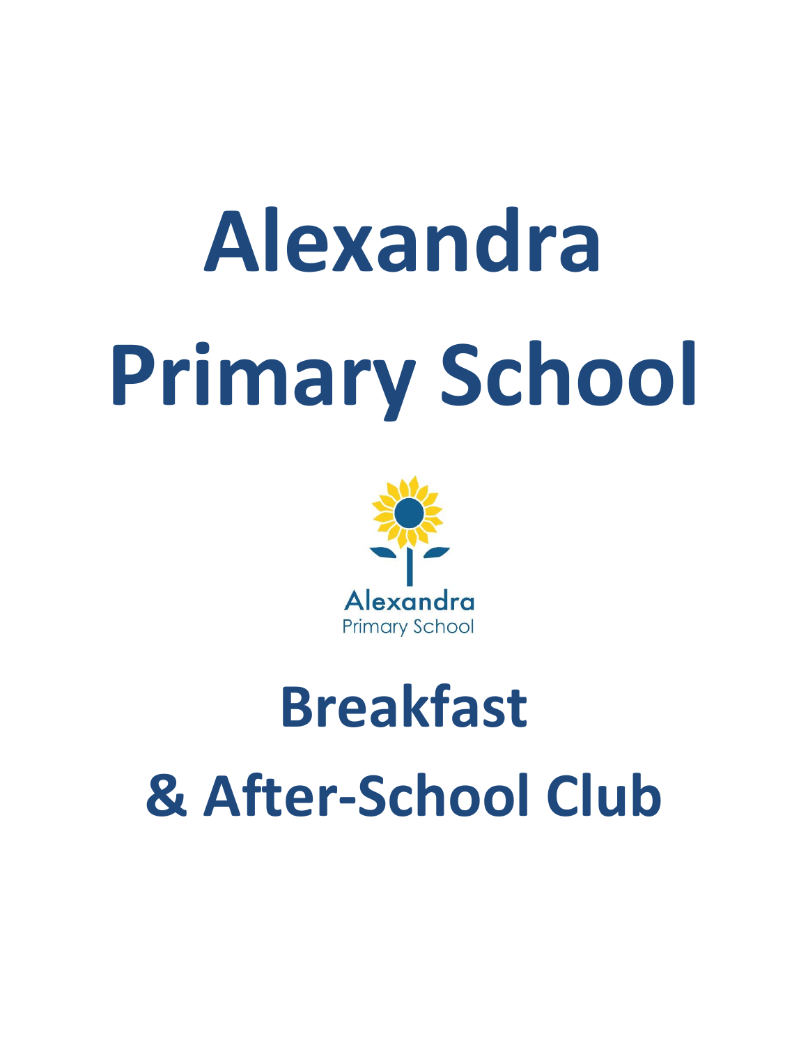# Alexandra Primary School

Alexandra
Primary School

# Breakfast & After-School Club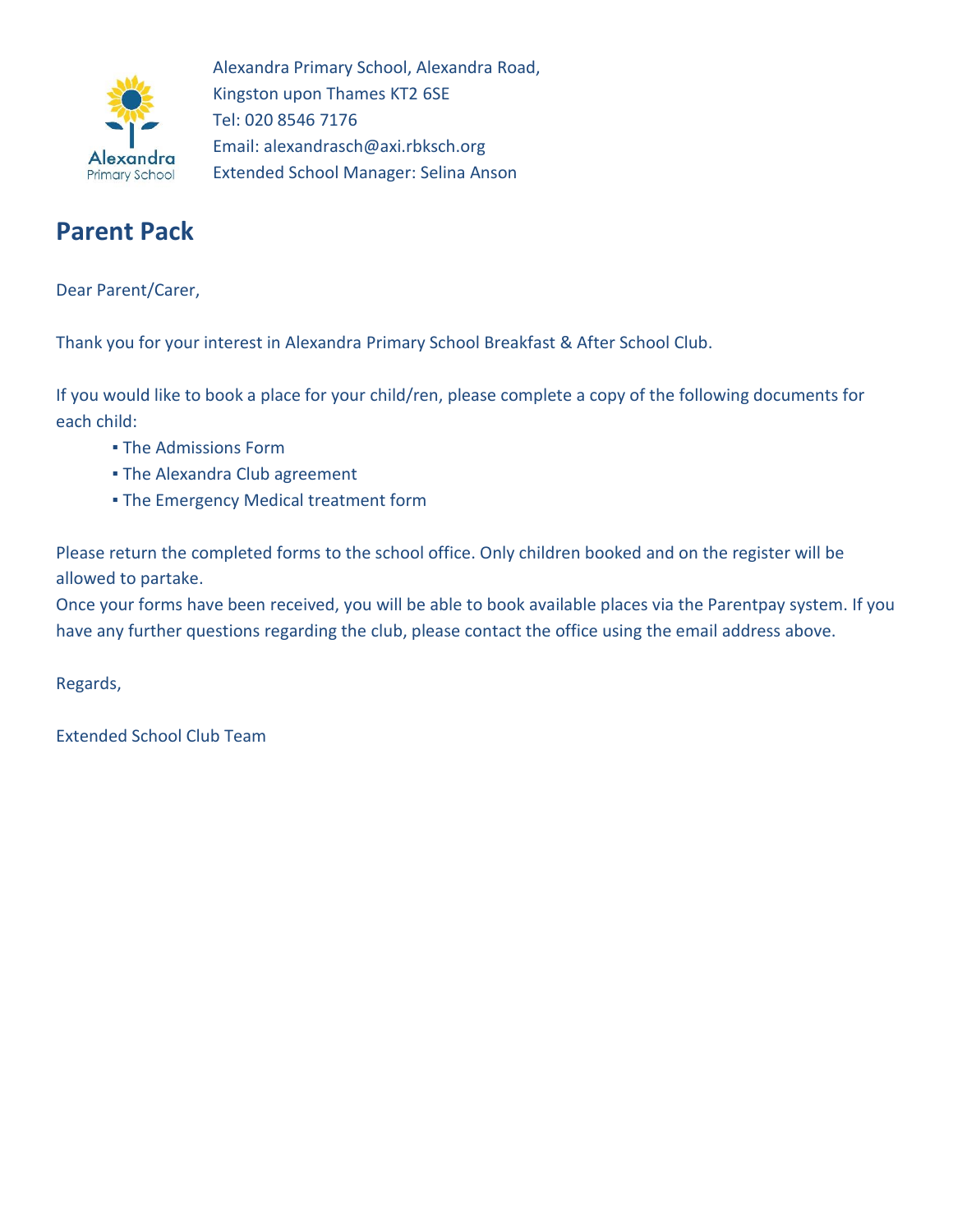Alexandra Primary School, Alexandra Road,
Kingston upon Thames KT2 6SE
Tel: 020 8546 7176
Email: alexandrasch@axi.rbksch.org
Extended School Manager: Selina Anson

## Parent Pack

Dear Parent/Carer,

Thank you for your interest in Alexandra Primary School Breakfast & After School Club.

If you would like to book a place for your child/ren, please complete a copy of the following documents for each child:

- The Admissions Form
- The Alexandra Club agreement
- The Emergency Medical treatment form

Please return the completed forms to the school office. Only children booked and on the register will be allowed to partake.
Once your forms have been received, you will be able to book available places via the Parentpay system. If you have any further questions regarding the club, please contact the office using the email address above.

Regards,

Extended School Club Team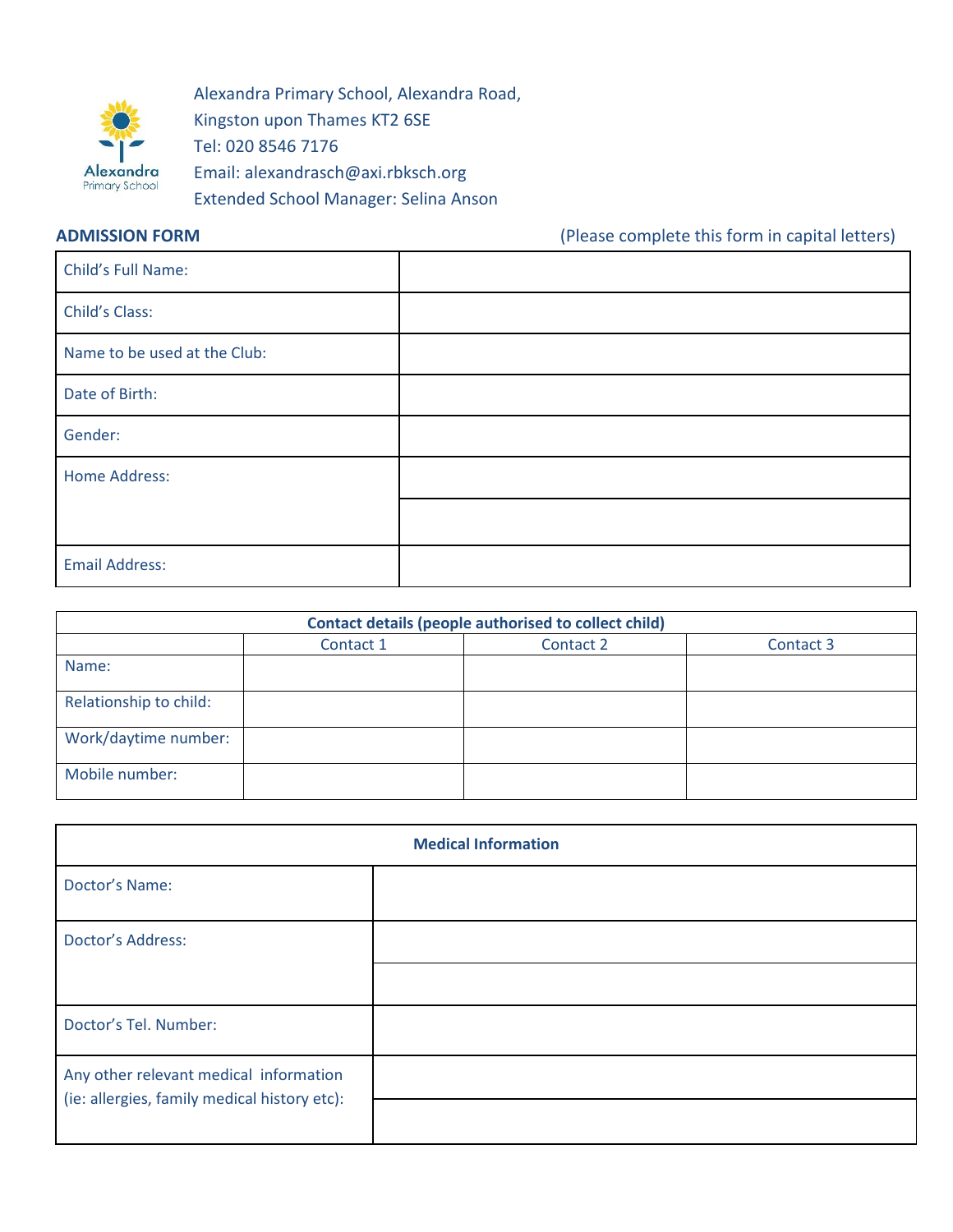Alexandra Primary School, Alexandra Road,
Kingston upon Thames KT2 6SE
Tel: 020 8546 7176
Email: alexandrasch@axi.rbksch.org
Extended School Manager: Selina Anson

## ADMISSION FORM

(Please complete this form in capital letters)

| | |
|---|---|
| Child's Full Name: | |
| Child's Class: | |
| Name to be used at the Club: | |
| Date of Birth: | |
| Gender: | |
| Home Address: | |
| | |
| Email Address: | |

| Contact details (people authorised to collect child) | | | |
|---|---|---|---|
| | Contact 1 | Contact 2 | Contact 3 |
| Name: | | | |
| Relationship to child: | | | |
| Work/daytime number: | | | |
| Mobile number: | | | |

| Medical Information | |
|---|---|
| Doctor's Name: | |
| Doctor's Address: | |
| | |
| Doctor's Tel. Number: | |
| Any other relevant medical information (ie: allergies, family medical history etc): | |
| | |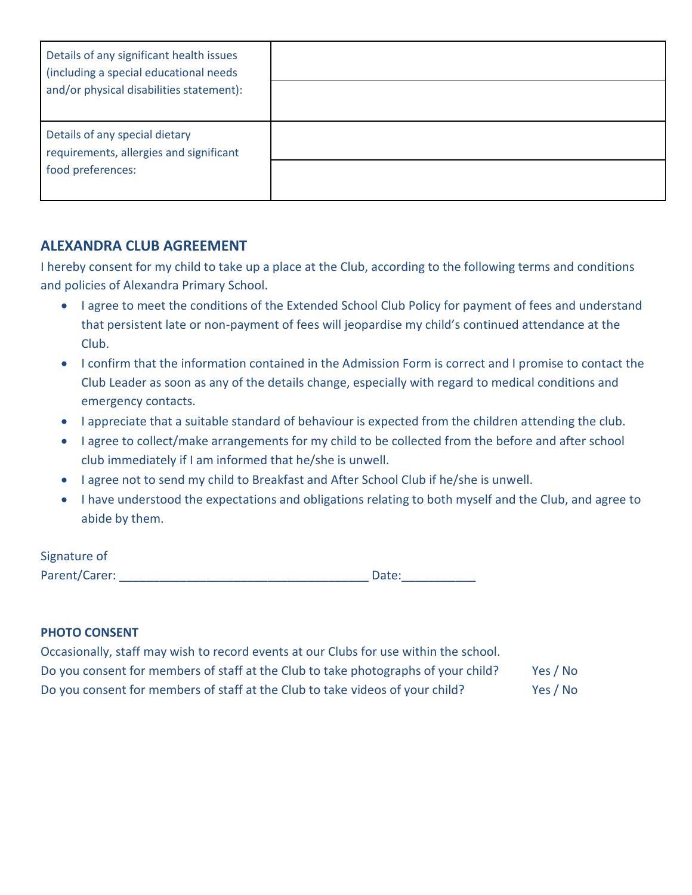| | |
|---|---|
| Details of any significant health issues (including a special educational needs and/or physical disabilities statement): | |
| Details of any special dietary requirements, allergies and significant food preferences: | |

## ALEXANDRA CLUB AGREEMENT

I hereby consent for my child to take up a place at the Club, according to the following terms and conditions and policies of Alexandra Primary School.

- I agree to meet the conditions of the Extended School Club Policy for payment of fees and understand that persistent late or non-payment of fees will jeopardise my child's continued attendance at the Club.
- I confirm that the information contained in the Admission Form is correct and I promise to contact the Club Leader as soon as any of the details change, especially with regard to medical conditions and emergency contacts.
- I appreciate that a suitable standard of behaviour is expected from the children attending the club.
- I agree to collect/make arrangements for my child to be collected from the before and after school club immediately if I am informed that he/she is unwell.
- I agree not to send my child to Breakfast and After School Club if he/she is unwell.
- I have understood the expectations and obligations relating to both myself and the Club, and agree to abide by them.

Signature of Parent/Carer: ____________________________________ Date:___________

**PHOTO CONSENT**

Occasionally, staff may wish to record events at our Clubs for use within the school.

Do you consent for members of staff at the Club to take photographs of your child? Yes / No

Do you consent for members of staff at the Club to take videos of your child? Yes / No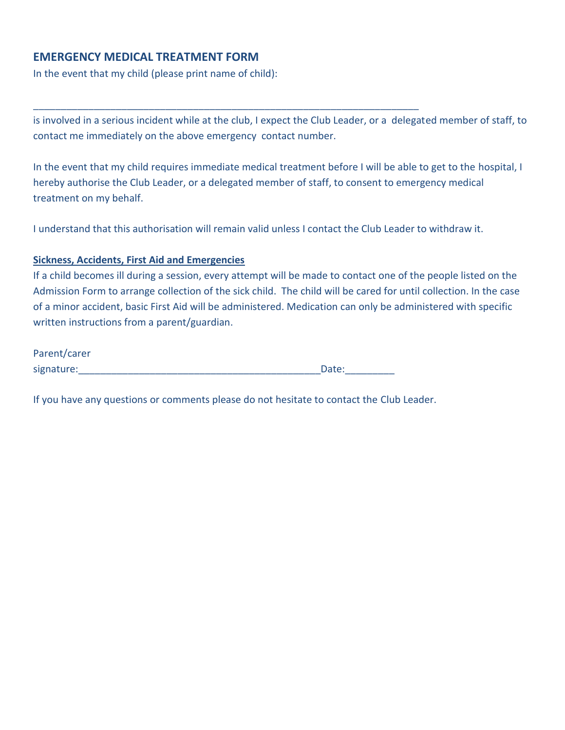## EMERGENCY MEDICAL TREATMENT FORM

In the event that my child (please print name of child):

_______________________________________________________________________

is involved in a serious incident while at the club, I expect the Club Leader, or a delegated member of staff, to contact me immediately on the above emergency contact number.

In the event that my child requires immediate medical treatment before I will be able to get to the hospital, I hereby authorise the Club Leader, or a delegated member of staff, to consent to emergency medical treatment on my behalf.

I understand that this authorisation will remain valid unless I contact the Club Leader to withdraw it.

**Sickness, Accidents, First Aid and Emergencies**

If a child becomes ill during a session, every attempt will be made to contact one of the people listed on the Admission Form to arrange collection of the sick child. The child will be cared for until collection. In the case of a minor accident, basic First Aid will be administered. Medication can only be administered with specific written instructions from a parent/guardian.

Parent/carer signature:____________________________________________Date:_________

If you have any questions or comments please do not hesitate to contact the Club Leader.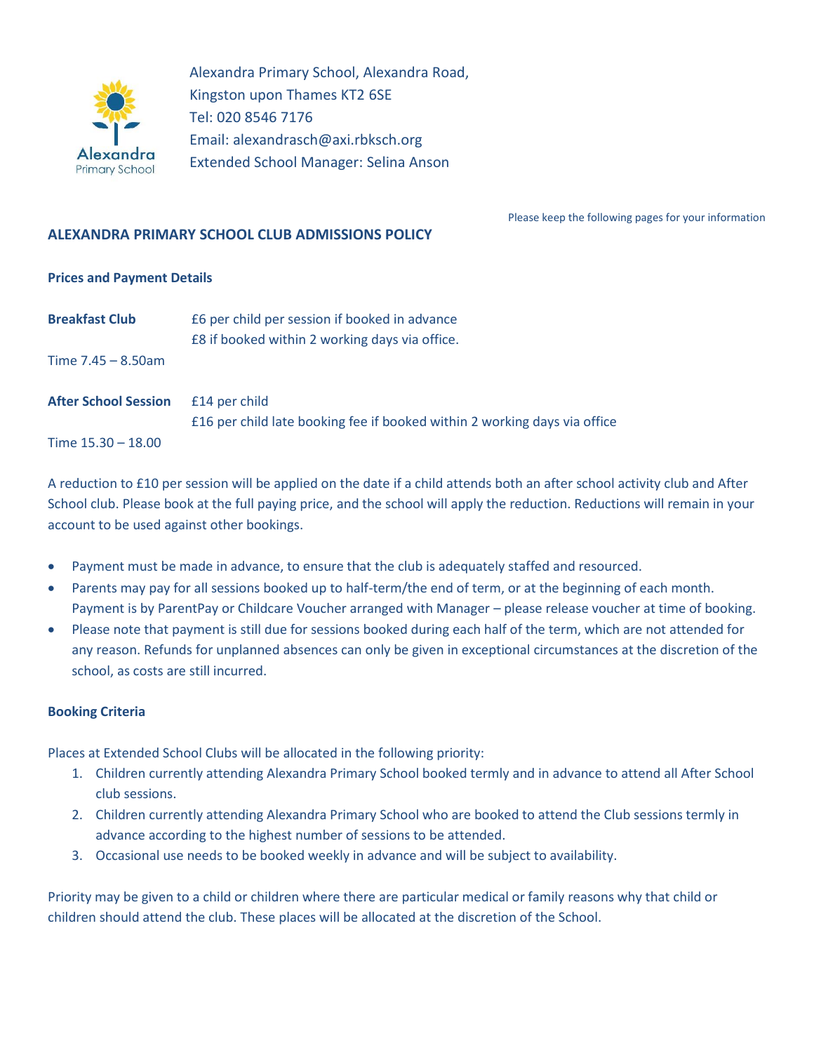Alexandra Primary School, Alexandra Road,
Kingston upon Thames KT2 6SE
Tel: 020 8546 7176
Email: alexandrasch@axi.rbksch.org
Extended School Manager: Selina Anson

Please keep the following pages for your information

## ALEXANDRA PRIMARY SCHOOL CLUB ADMISSIONS POLICY

### Prices and Payment Details

**Breakfast Club** — £6 per child per session if booked in advance
£8 if booked within 2 working days via office.

Time 7.45 – 8.50am

**After School Session** — £14 per child
£16 per child late booking fee if booked within 2 working days via office

Time 15.30 – 18.00

A reduction to £10 per session will be applied on the date if a child attends both an after school activity club and After School club. Please book at the full paying price, and the school will apply the reduction. Reductions will remain in your account to be used against other bookings.

- Payment must be made in advance, to ensure that the club is adequately staffed and resourced.
- Parents may pay for all sessions booked up to half-term/the end of term, or at the beginning of each month. Payment is by ParentPay or Childcare Voucher arranged with Manager – please release voucher at time of booking.
- Please note that payment is still due for sessions booked during each half of the term, which are not attended for any reason. Refunds for unplanned absences can only be given in exceptional circumstances at the discretion of the school, as costs are still incurred.

### Booking Criteria

Places at Extended School Clubs will be allocated in the following priority:

1. Children currently attending Alexandra Primary School booked termly and in advance to attend all After School club sessions.
2. Children currently attending Alexandra Primary School who are booked to attend the Club sessions termly in advance according to the highest number of sessions to be attended.
3. Occasional use needs to be booked weekly in advance and will be subject to availability.

Priority may be given to a child or children where there are particular medical or family reasons why that child or children should attend the club. These places will be allocated at the discretion of the School.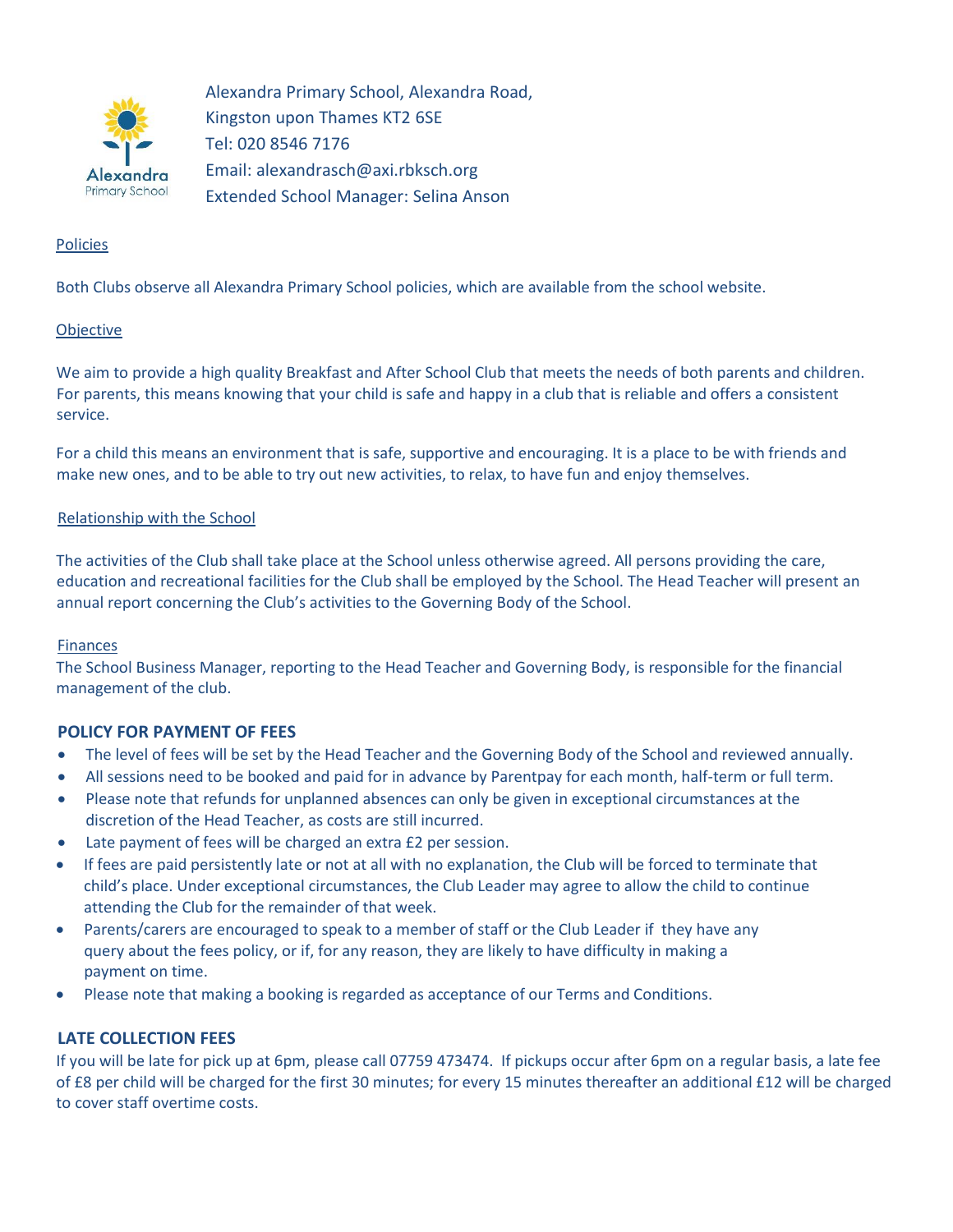Alexandra Primary School, Alexandra Road,
Kingston upon Thames KT2 6SE
Tel: 020 8546 7176
Email: alexandrasch@axi.rbksch.org
Extended School Manager: Selina Anson

Policies

Both Clubs observe all Alexandra Primary School policies, which are available from the school website.

Objective

We aim to provide a high quality Breakfast and After School Club that meets the needs of both parents and children. For parents, this means knowing that your child is safe and happy in a club that is reliable and offers a consistent service.

For a child this means an environment that is safe, supportive and encouraging. It is a place to be with friends and make new ones, and to be able to try out new activities, to relax, to have fun and enjoy themselves.

Relationship with the School

The activities of the Club shall take place at the School unless otherwise agreed. All persons providing the care, education and recreational facilities for the Club shall be employed by the School. The Head Teacher will present an annual report concerning the Club's activities to the Governing Body of the School.

Finances

The School Business Manager, reporting to the Head Teacher and Governing Body, is responsible for the financial management of the club.

## POLICY FOR PAYMENT OF FEES

- The level of fees will be set by the Head Teacher and the Governing Body of the School and reviewed annually.
- All sessions need to be booked and paid for in advance by Parentpay for each month, half-term or full term.
- Please note that refunds for unplanned absences can only be given in exceptional circumstances at the discretion of the Head Teacher, as costs are still incurred.
- Late payment of fees will be charged an extra £2 per session.
- If fees are paid persistently late or not at all with no explanation, the Club will be forced to terminate that child's place. Under exceptional circumstances, the Club Leader may agree to allow the child to continue attending the Club for the remainder of that week.
- Parents/carers are encouraged to speak to a member of staff or the Club Leader if they have any query about the fees policy, or if, for any reason, they are likely to have difficulty in making a payment on time.
- Please note that making a booking is regarded as acceptance of our Terms and Conditions.

## LATE COLLECTION FEES

If you will be late for pick up at 6pm, please call 07759 473474. If pickups occur after 6pm on a regular basis, a late fee of £8 per child will be charged for the first 30 minutes; for every 15 minutes thereafter an additional £12 will be charged to cover staff overtime costs.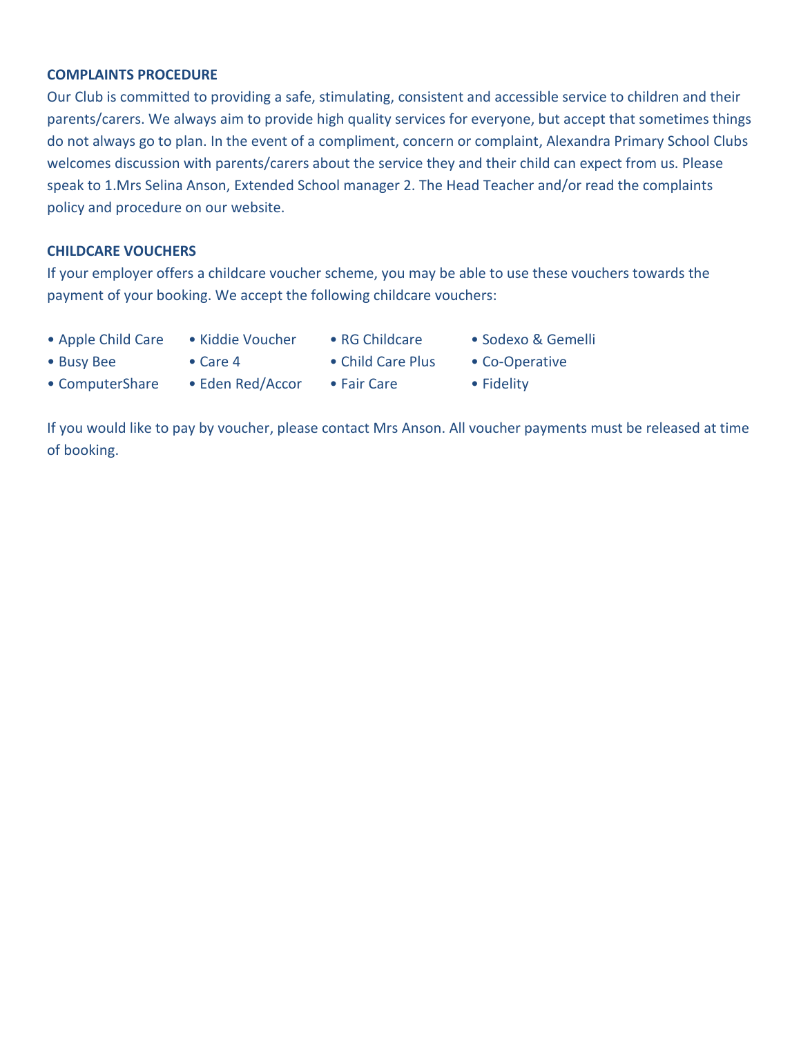**COMPLAINTS PROCEDURE**

Our Club is committed to providing a safe, stimulating, consistent and accessible service to children and their parents/carers. We always aim to provide high quality services for everyone, but accept that sometimes things do not always go to plan. In the event of a compliment, concern or complaint, Alexandra Primary School Clubs welcomes discussion with parents/carers about the service they and their child can expect from us. Please speak to 1.Mrs Selina Anson, Extended School manager 2. The Head Teacher and/or read the complaints policy and procedure on our website.

**CHILDCARE VOUCHERS**

If your employer offers a childcare voucher scheme, you may be able to use these vouchers towards the payment of your booking. We accept the following childcare vouchers:

- Apple Child Care
- Kiddie Voucher
- RG Childcare
- Sodexo & Gemelli
- Busy Bee
- Care 4
- Child Care Plus
- Co-Operative
- ComputerShare
- Eden Red/Accor
- Fair Care
- Fidelity

If you would like to pay by voucher, please contact Mrs Anson. All voucher payments must be released at time of booking.